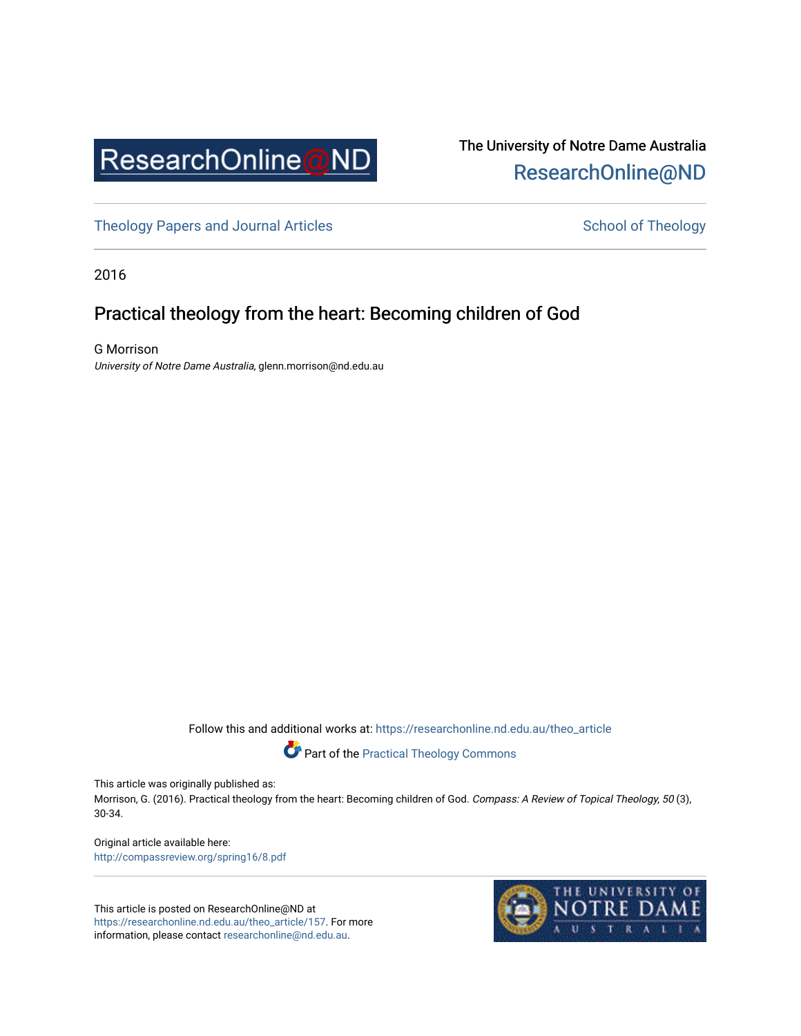ResearchOnline@ND

The University of Notre Dame Australia
ResearchOnline@ND

Theology Papers and Journal Articles | School of Theology

2016

# Practical theology from the heart: Becoming children of God

G Morrison
*University of Notre Dame Australia*, glenn.morrison@nd.edu.au

Follow this and additional works at: https://researchonline.nd.edu.au/theo_article

Part of the Practical Theology Commons

This article was originally published as:
Morrison, G. (2016). Practical theology from the heart: Becoming children of God. *Compass: A Review of Topical Theology, 50* (3), 30-34.

Original article available here:
http://compassreview.org/spring16/8.pdf

This article is posted on ResearchOnline@ND at https://researchonline.nd.edu.au/theo_article/157. For more information, please contact researchonline@nd.edu.au.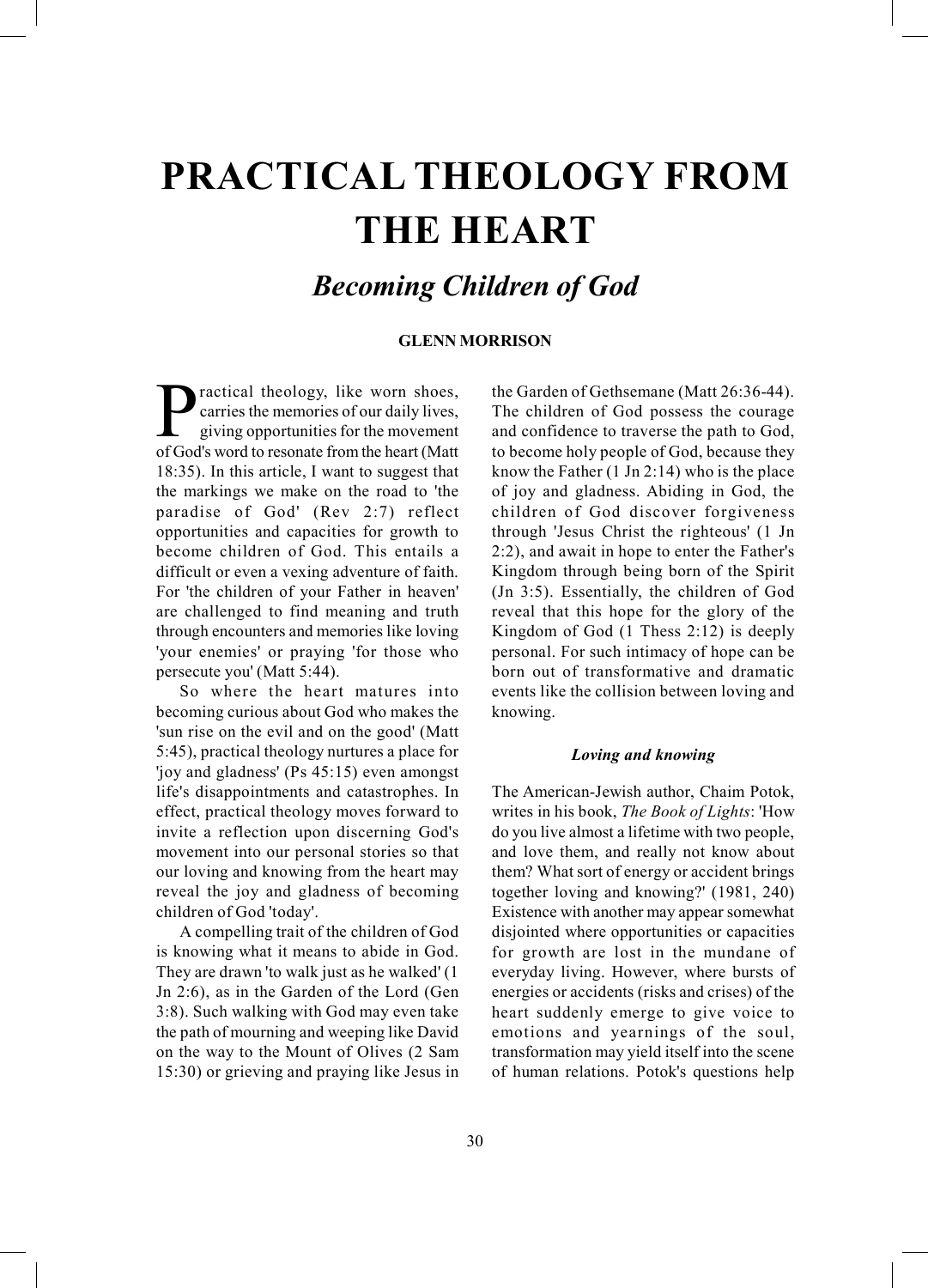# PRACTICAL THEOLOGY FROM THE HEART

## *Becoming Children of God*

**GLENN MORRISON**

Practical theology, like worn shoes, carries the memories of our daily lives, giving opportunities for the movement of God's word to resonate from the heart (Matt 18:35). In this article, I want to suggest that the markings we make on the road to 'the paradise of God' (Rev 2:7) reflect opportunities and capacities for growth to become children of God. This entails a difficult or even a vexing adventure of faith. For 'the children of your Father in heaven' are challenged to find meaning and truth through encounters and memories like loving 'your enemies' or praying 'for those who persecute you' (Matt 5:44).

So where the heart matures into becoming curious about God who makes the 'sun rise on the evil and on the good' (Matt 5:45), practical theology nurtures a place for 'joy and gladness' (Ps 45:15) even amongst life's disappointments and catastrophes. In effect, practical theology moves forward to invite a reflection upon discerning God's movement into our personal stories so that our loving and knowing from the heart may reveal the joy and gladness of becoming children of God 'today'.

A compelling trait of the children of God is knowing what it means to abide in God. They are drawn 'to walk just as he walked' (1 Jn 2:6), as in the Garden of the Lord (Gen 3:8). Such walking with God may even take the path of mourning and weeping like David on the way to the Mount of Olives (2 Sam 15:30) or grieving and praying like Jesus in the Garden of Gethsemane (Matt 26:36-44). The children of God possess the courage and confidence to traverse the path to God, to become holy people of God, because they know the Father (1 Jn 2:14) who is the place of joy and gladness. Abiding in God, the children of God discover forgiveness through 'Jesus Christ the righteous' (1 Jn 2:2), and await in hope to enter the Father's Kingdom through being born of the Spirit (Jn 3:5). Essentially, the children of God reveal that this hope for the glory of the Kingdom of God (1 Thess 2:12) is deeply personal. For such intimacy of hope can be born out of transformative and dramatic events like the collision between loving and knowing.

### *Loving and knowing*

The American-Jewish author, Chaim Potok, writes in his book, *The Book of Lights*: 'How do you live almost a lifetime with two people, and love them, and really not know about them? What sort of energy or accident brings together loving and knowing?' (1981, 240) Existence with another may appear somewhat disjointed where opportunities or capacities for growth are lost in the mundane of everyday living. However, where bursts of energies or accidents (risks and crises) of the heart suddenly emerge to give voice to emotions and yearnings of the soul, transformation may yield itself into the scene of human relations. Potok's questions help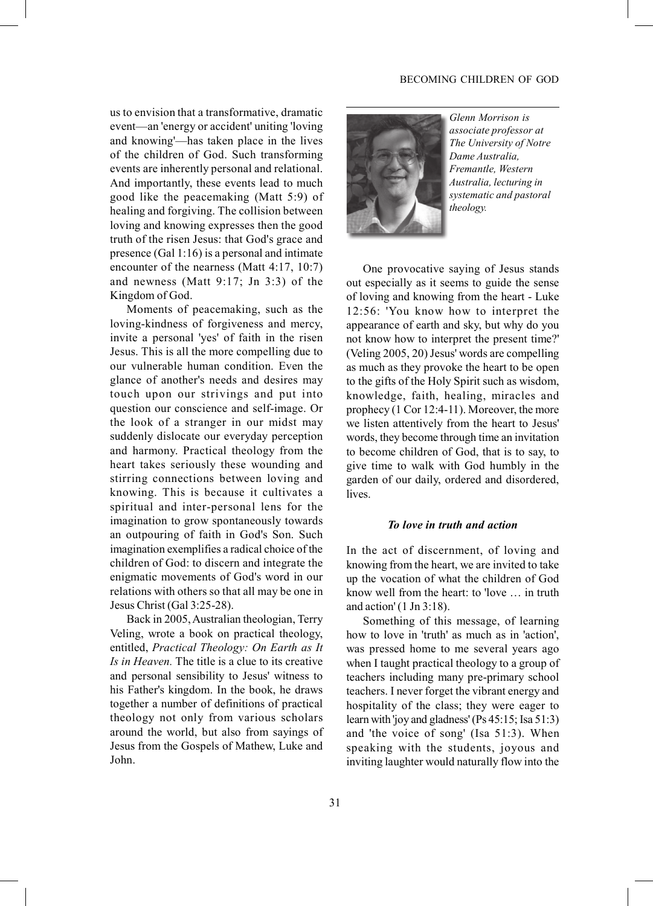us to envision that a transformative, dramatic event—an 'energy or accident' uniting 'loving and knowing'—has taken place in the lives of the children of God. Such transforming events are inherently personal and relational. And importantly, these events lead to much good like the peacemaking (Matt 5:9) of healing and forgiving. The collision between loving and knowing expresses then the good truth of the risen Jesus: that God's grace and presence (Gal 1:16) is a personal and intimate encounter of the nearness (Matt 4:17, 10:7) and newness (Matt 9:17; Jn 3:3) of the Kingdom of God.

Moments of peacemaking, such as the loving-kindness of forgiveness and mercy, invite a personal 'yes' of faith in the risen Jesus. This is all the more compelling due to our vulnerable human condition. Even the glance of another's needs and desires may touch upon our strivings and put into question our conscience and self-image. Or the look of a stranger in our midst may suddenly dislocate our everyday perception and harmony. Practical theology from the heart takes seriously these wounding and stirring connections between loving and knowing. This is because it cultivates a spiritual and inter-personal lens for the imagination to grow spontaneously towards an outpouring of faith in God's Son. Such imagination exemplifies a radical choice of the children of God: to discern and integrate the enigmatic movements of God's word in our relations with others so that all may be one in Jesus Christ (Gal 3:25-28).

Back in 2005, Australian theologian, Terry Veling, wrote a book on practical theology, entitled, *Practical Theology: On Earth as It Is in Heaven.* The title is a clue to its creative and personal sensibility to Jesus' witness to his Father's kingdom. In the book, he draws together a number of definitions of practical theology not only from various scholars around the world, but also from sayings of Jesus from the Gospels of Mathew, Luke and John.

*Glenn Morrison is associate professor at The University of Notre Dame Australia, Fremantle, Western Australia, lecturing in systematic and pastoral theology.*

One provocative saying of Jesus stands out especially as it seems to guide the sense of loving and knowing from the heart - Luke 12:56: 'You know how to interpret the appearance of earth and sky, but why do you not know how to interpret the present time?' (Veling 2005, 20) Jesus' words are compelling as much as they provoke the heart to be open to the gifts of the Holy Spirit such as wisdom, knowledge, faith, healing, miracles and prophecy (1 Cor 12:4-11). Moreover, the more we listen attentively from the heart to Jesus' words, they become through time an invitation to become children of God, that is to say, to give time to walk with God humbly in the garden of our daily, ordered and disordered, lives.

### *To love in truth and action*

In the act of discernment, of loving and knowing from the heart, we are invited to take up the vocation of what the children of God know well from the heart: to 'love … in truth and action' (1 Jn 3:18).

Something of this message, of learning how to love in 'truth' as much as in 'action', was pressed home to me several years ago when I taught practical theology to a group of teachers including many pre-primary school teachers. I never forget the vibrant energy and hospitality of the class; they were eager to learn with 'joy and gladness' (Ps 45:15; Isa 51:3) and 'the voice of song' (Isa 51:3). When speaking with the students, joyous and inviting laughter would naturally flow into the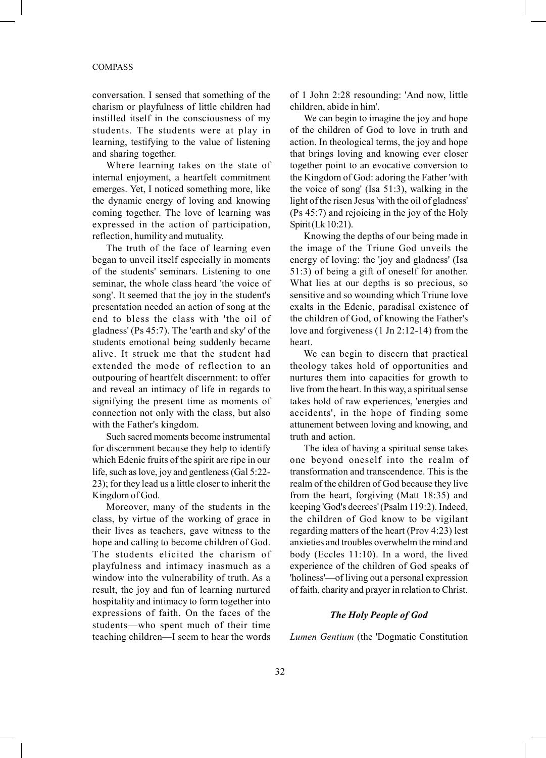conversation. I sensed that something of the charism or playfulness of little children had instilled itself in the consciousness of my students. The students were at play in learning, testifying to the value of listening and sharing together.

Where learning takes on the state of internal enjoyment, a heartfelt commitment emerges. Yet, I noticed something more, like the dynamic energy of loving and knowing coming together. The love of learning was expressed in the action of participation, reflection, humility and mutuality.

The truth of the face of learning even began to unveil itself especially in moments of the students' seminars. Listening to one seminar, the whole class heard 'the voice of song'. It seemed that the joy in the student's presentation needed an action of song at the end to bless the class with 'the oil of gladness' (Ps 45:7). The 'earth and sky' of the students emotional being suddenly became alive. It struck me that the student had extended the mode of reflection to an outpouring of heartfelt discernment: to offer and reveal an intimacy of life in regards to signifying the present time as moments of connection not only with the class, but also with the Father's kingdom.

Such sacred moments become instrumental for discernment because they help to identify which Edenic fruits of the spirit are ripe in our life, such as love, joy and gentleness (Gal 5:22-23); for they lead us a little closer to inherit the Kingdom of God.

Moreover, many of the students in the class, by virtue of the working of grace in their lives as teachers, gave witness to the hope and calling to become children of God. The students elicited the charism of playfulness and intimacy inasmuch as a window into the vulnerability of truth. As a result, the joy and fun of learning nurtured hospitality and intimacy to form together into expressions of faith. On the faces of the students—who spent much of their time teaching children—I seem to hear the words of 1 John 2:28 resounding: 'And now, little children, abide in him'.

We can begin to imagine the joy and hope of the children of God to love in truth and action. In theological terms, the joy and hope that brings loving and knowing ever closer together point to an evocative conversion to the Kingdom of God: adoring the Father 'with the voice of song' (Isa 51:3), walking in the light of the risen Jesus 'with the oil of gladness' (Ps 45:7) and rejoicing in the joy of the Holy Spirit (Lk 10:21).

Knowing the depths of our being made in the image of the Triune God unveils the energy of loving: the 'joy and gladness' (Isa 51:3) of being a gift of oneself for another. What lies at our depths is so precious, so sensitive and so wounding which Triune love exalts in the Edenic, paradisal existence of the children of God, of knowing the Father's love and forgiveness (1 Jn 2:12-14) from the heart.

We can begin to discern that practical theology takes hold of opportunities and nurtures them into capacities for growth to live from the heart. In this way, a spiritual sense takes hold of raw experiences, 'energies and accidents', in the hope of finding some attunement between loving and knowing, and truth and action.

The idea of having a spiritual sense takes one beyond oneself into the realm of transformation and transcendence. This is the realm of the children of God because they live from the heart, forgiving (Matt 18:35) and keeping 'God's decrees' (Psalm 119:2). Indeed, the children of God know to be vigilant regarding matters of the heart (Prov 4:23) lest anxieties and troubles overwhelm the mind and body (Eccles 11:10). In a word, the lived experience of the children of God speaks of 'holiness'—of living out a personal expression of faith, charity and prayer in relation to Christ.

### *The Holy People of God*

*Lumen Gentium* (the 'Dogmatic Constitution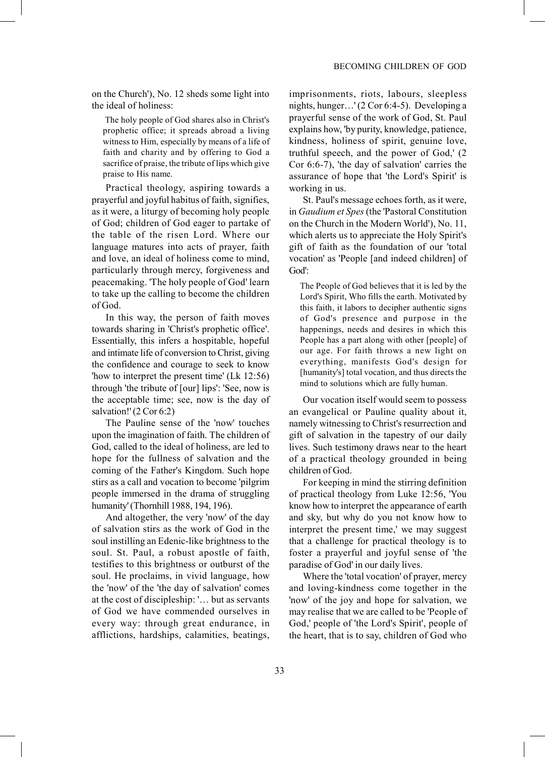on the Church'), No. 12 sheds some light into the ideal of holiness:

> The holy people of God shares also in Christ's prophetic office; it spreads abroad a living witness to Him, especially by means of a life of faith and charity and by offering to God a sacrifice of praise, the tribute of lips which give praise to His name.

Practical theology, aspiring towards a prayerful and joyful habitus of faith, signifies, as it were, a liturgy of becoming holy people of God; children of God eager to partake of the table of the risen Lord. Where our language matures into acts of prayer, faith and love, an ideal of holiness come to mind, particularly through mercy, forgiveness and peacemaking. 'The holy people of God' learn to take up the calling to become the children of God.

In this way, the person of faith moves towards sharing in 'Christ's prophetic office'. Essentially, this infers a hospitable, hopeful and intimate life of conversion to Christ, giving the confidence and courage to seek to know 'how to interpret the present time' (Lk 12:56) through 'the tribute of [our] lips': 'See, now is the acceptable time; see, now is the day of salvation!' (2 Cor 6:2)

The Pauline sense of the 'now' touches upon the imagination of faith. The children of God, called to the ideal of holiness, are led to hope for the fullness of salvation and the coming of the Father's Kingdom. Such hope stirs as a call and vocation to become 'pilgrim people immersed in the drama of struggling humanity' (Thornhill 1988, 194, 196).

And altogether, the very 'now' of the day of salvation stirs as the work of God in the soul instilling an Edenic-like brightness to the soul. St. Paul, a robust apostle of faith, testifies to this brightness or outburst of the soul. He proclaims, in vivid language, how the 'now' of the 'the day of salvation' comes at the cost of discipleship: '… but as servants of God we have commended ourselves in every way: through great endurance, in afflictions, hardships, calamities, beatings, imprisonments, riots, labours, sleepless nights, hunger…' (2 Cor 6:4-5). Developing a prayerful sense of the work of God, St. Paul explains how, 'by purity, knowledge, patience, kindness, holiness of spirit, genuine love, truthful speech, and the power of God,' (2 Cor 6:6-7), 'the day of salvation' carries the assurance of hope that 'the Lord's Spirit' is working in us.

St. Paul's message echoes forth, as it were, in *Gaudium et Spes* (the 'Pastoral Constitution on the Church in the Modern World'), No. 11, which alerts us to appreciate the Holy Spirit's gift of faith as the foundation of our 'total vocation' as 'People [and indeed children] of God':

> The People of God believes that it is led by the Lord's Spirit, Who fills the earth. Motivated by this faith, it labors to decipher authentic signs of God's presence and purpose in the happenings, needs and desires in which this People has a part along with other [people] of our age. For faith throws a new light on everything, manifests God's design for [humanity's] total vocation, and thus directs the mind to solutions which are fully human.

Our vocation itself would seem to possess an evangelical or Pauline quality about it, namely witnessing to Christ's resurrection and gift of salvation in the tapestry of our daily lives. Such testimony draws near to the heart of a practical theology grounded in being children of God.

For keeping in mind the stirring definition of practical theology from Luke 12:56, 'You know how to interpret the appearance of earth and sky, but why do you not know how to interpret the present time,' we may suggest that a challenge for practical theology is to foster a prayerful and joyful sense of 'the paradise of God' in our daily lives.

Where the 'total vocation' of prayer, mercy and loving-kindness come together in the 'now' of the joy and hope for salvation, we may realise that we are called to be 'People of God,' people of 'the Lord's Spirit', people of the heart, that is to say, children of God who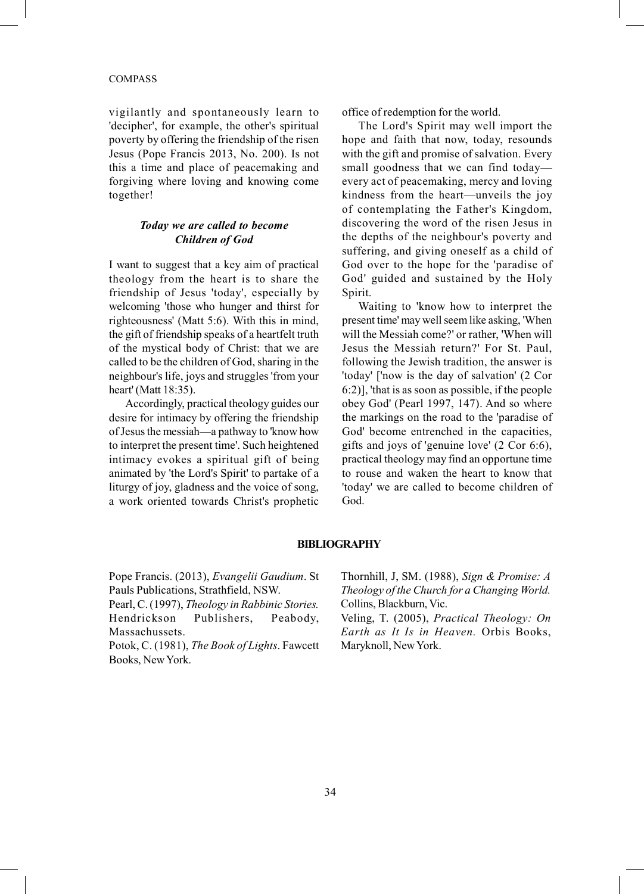vigilantly and spontaneously learn to 'decipher', for example, the other's spiritual poverty by offering the friendship of the risen Jesus (Pope Francis 2013, No. 200). Is not this a time and place of peacemaking and forgiving where loving and knowing come together!

### *Today we are called to become Children of God*

I want to suggest that a key aim of practical theology from the heart is to share the friendship of Jesus 'today', especially by welcoming 'those who hunger and thirst for righteousness' (Matt 5:6). With this in mind, the gift of friendship speaks of a heartfelt truth of the mystical body of Christ: that we are called to be the children of God, sharing in the neighbour's life, joys and struggles 'from your heart' (Matt 18:35).

Accordingly, practical theology guides our desire for intimacy by offering the friendship of Jesus the messiah—a pathway to 'know how to interpret the present time'. Such heightened intimacy evokes a spiritual gift of being animated by 'the Lord's Spirit' to partake of a liturgy of joy, gladness and the voice of song, a work oriented towards Christ's prophetic office of redemption for the world.

The Lord's Spirit may well import the hope and faith that now, today, resounds with the gift and promise of salvation. Every small goodness that we can find today—every act of peacemaking, mercy and loving kindness from the heart—unveils the joy of contemplating the Father's Kingdom, discovering the word of the risen Jesus in the depths of the neighbour's poverty and suffering, and giving oneself as a child of God over to the hope for the 'paradise of God' guided and sustained by the Holy Spirit.

Waiting to 'know how to interpret the present time' may well seem like asking, 'When will the Messiah come?' or rather, 'When will Jesus the Messiah return?' For St. Paul, following the Jewish tradition, the answer is 'today' ['now is the day of salvation' (2 Cor 6:2)], 'that is as soon as possible, if the people obey God' (Pearl 1997, 147). And so where the markings on the road to the 'paradise of God' become entrenched in the capacities, gifts and joys of 'genuine love' (2 Cor 6:6), practical theology may find an opportune time to rouse and waken the heart to know that 'today' we are called to become children of God.

## BIBLIOGRAPHY

Pope Francis. (2013), *Evangelii Gaudium*. St Pauls Publications, Strathfield, NSW.

Pearl, C. (1997), *Theology in Rabbinic Stories.* Hendrickson Publishers, Peabody, Massachussets.

Potok, C. (1981), *The Book of Lights*. Fawcett Books, New York.

Thornhill, J, SM. (1988), *Sign & Promise: A Theology of the Church for a Changing World.* Collins, Blackburn, Vic.

Veling, T. (2005), *Practical Theology: On Earth as It Is in Heaven.* Orbis Books, Maryknoll, New York.